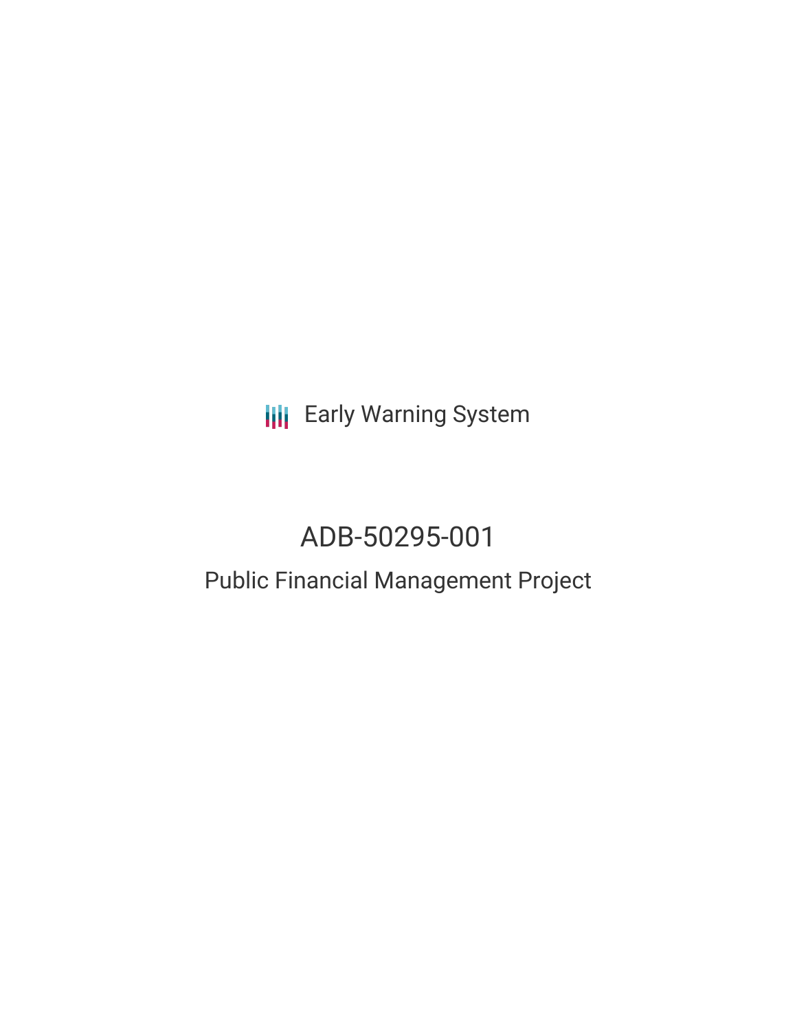Early Warning System

# ADB-50295-001

## Public Financial Management Project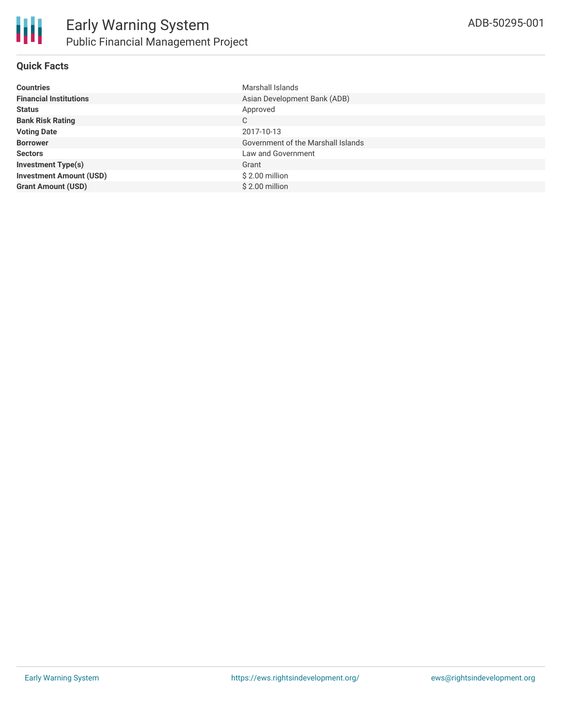# Early Warning System

## Public Financial Management Project

ADB-50295-001

### Quick Facts

| | |
|---|---|
| **Countries** | Marshall Islands |
| **Financial Institutions** | Asian Development Bank (ADB) |
| **Status** | Approved |
| **Bank Risk Rating** | C |
| **Voting Date** | 2017-10-13 |
| **Borrower** | Government of the Marshall Islands |
| **Sectors** | Law and Government |
| **Investment Type(s)** | Grant |
| **Investment Amount (USD)** | $ 2.00 million |
| **Grant Amount (USD)** | $ 2.00 million |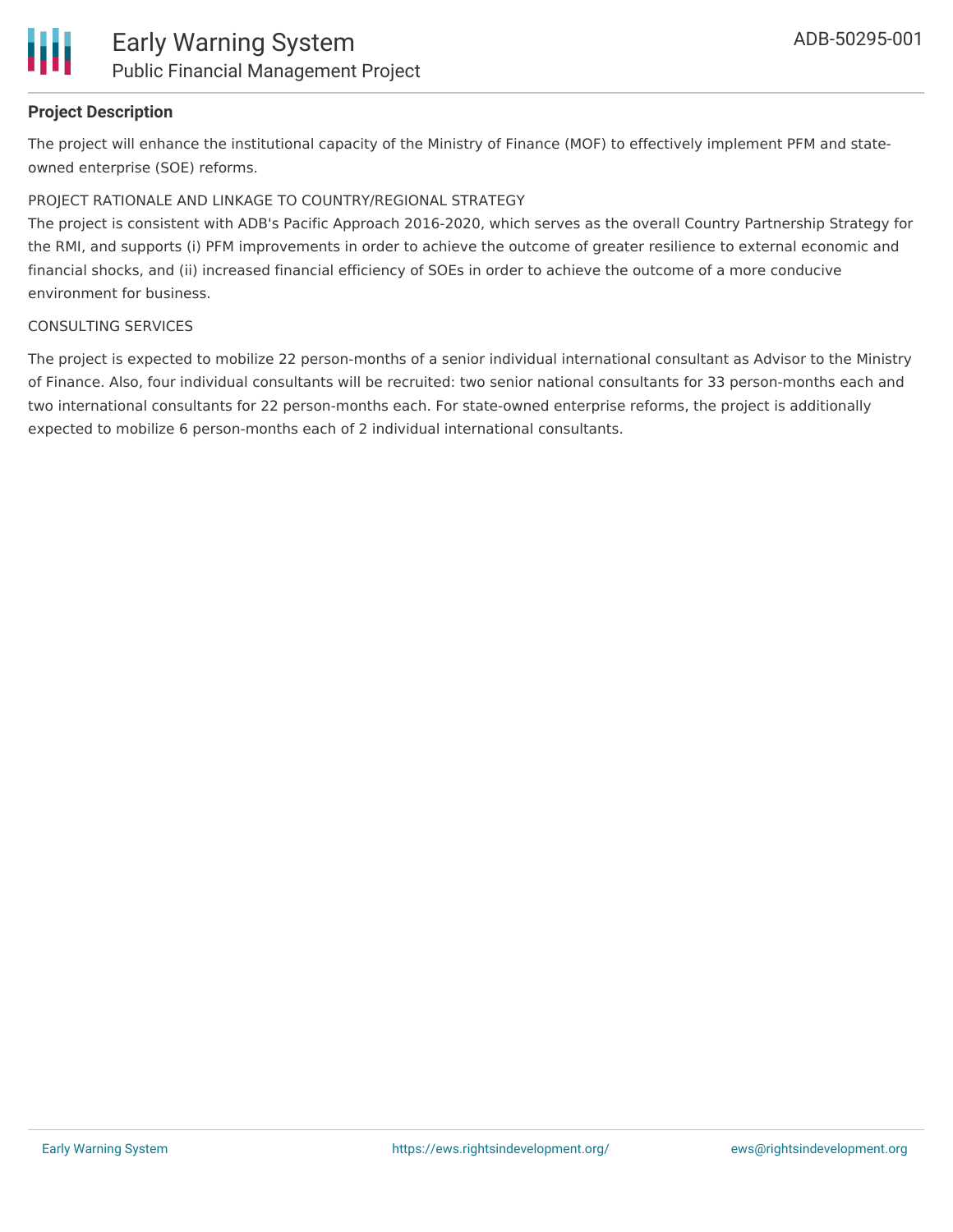### Project Description

The project will enhance the institutional capacity of the Ministry of Finance (MOF) to effectively implement PFM and state-owned enterprise (SOE) reforms.

PROJECT RATIONALE AND LINKAGE TO COUNTRY/REGIONAL STRATEGY

The project is consistent with ADB's Pacific Approach 2016-2020, which serves as the overall Country Partnership Strategy for the RMI, and supports (i) PFM improvements in order to achieve the outcome of greater resilience to external economic and financial shocks, and (ii) increased financial efficiency of SOEs in order to achieve the outcome of a more conducive environment for business.

CONSULTING SERVICES

The project is expected to mobilize 22 person-months of a senior individual international consultant as Advisor to the Ministry of Finance. Also, four individual consultants will be recruited: two senior national consultants for 33 person-months each and two international consultants for 22 person-months each. For state-owned enterprise reforms, the project is additionally expected to mobilize 6 person-months each of 2 individual international consultants.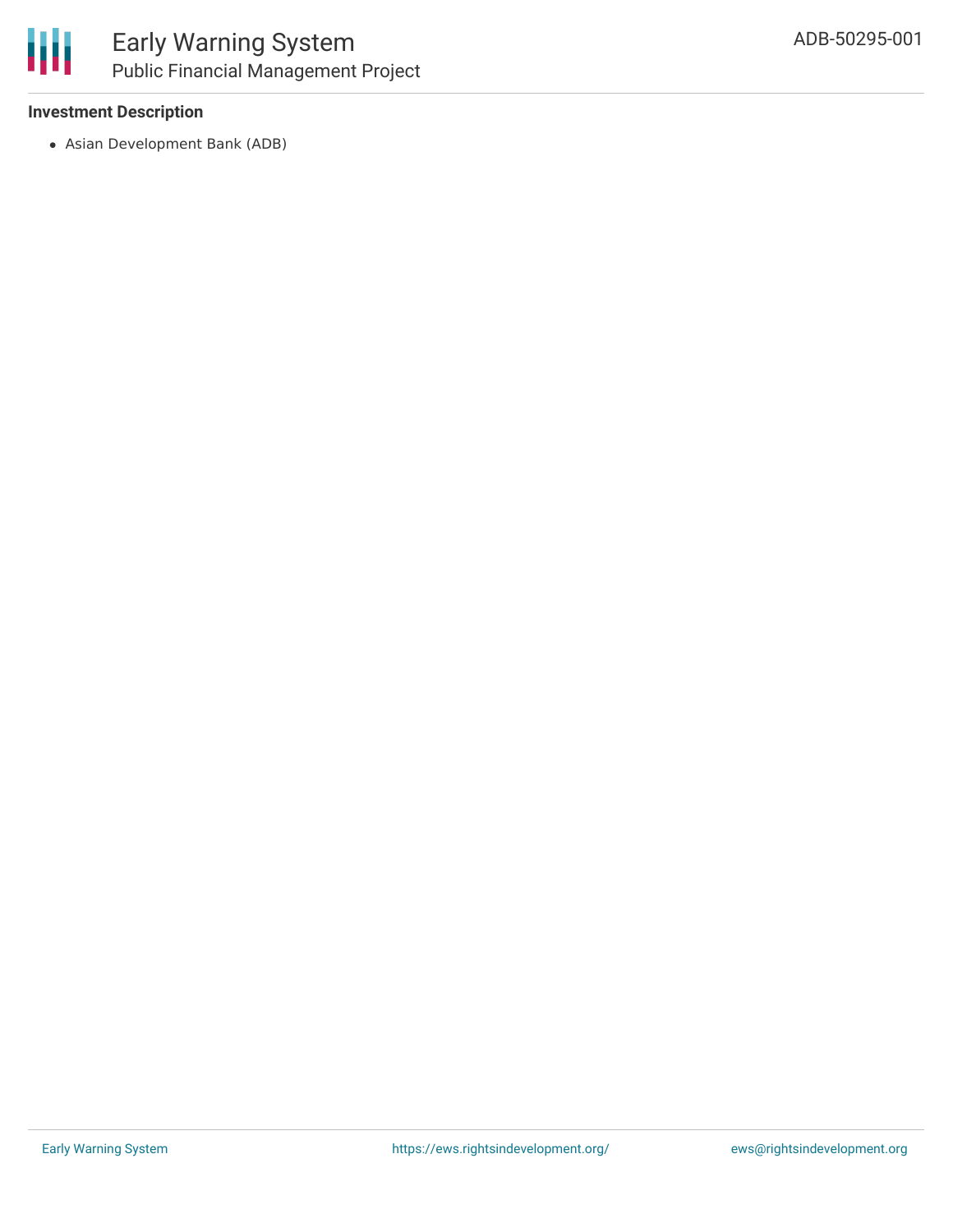### Investment Description

- Asian Development Bank (ADB)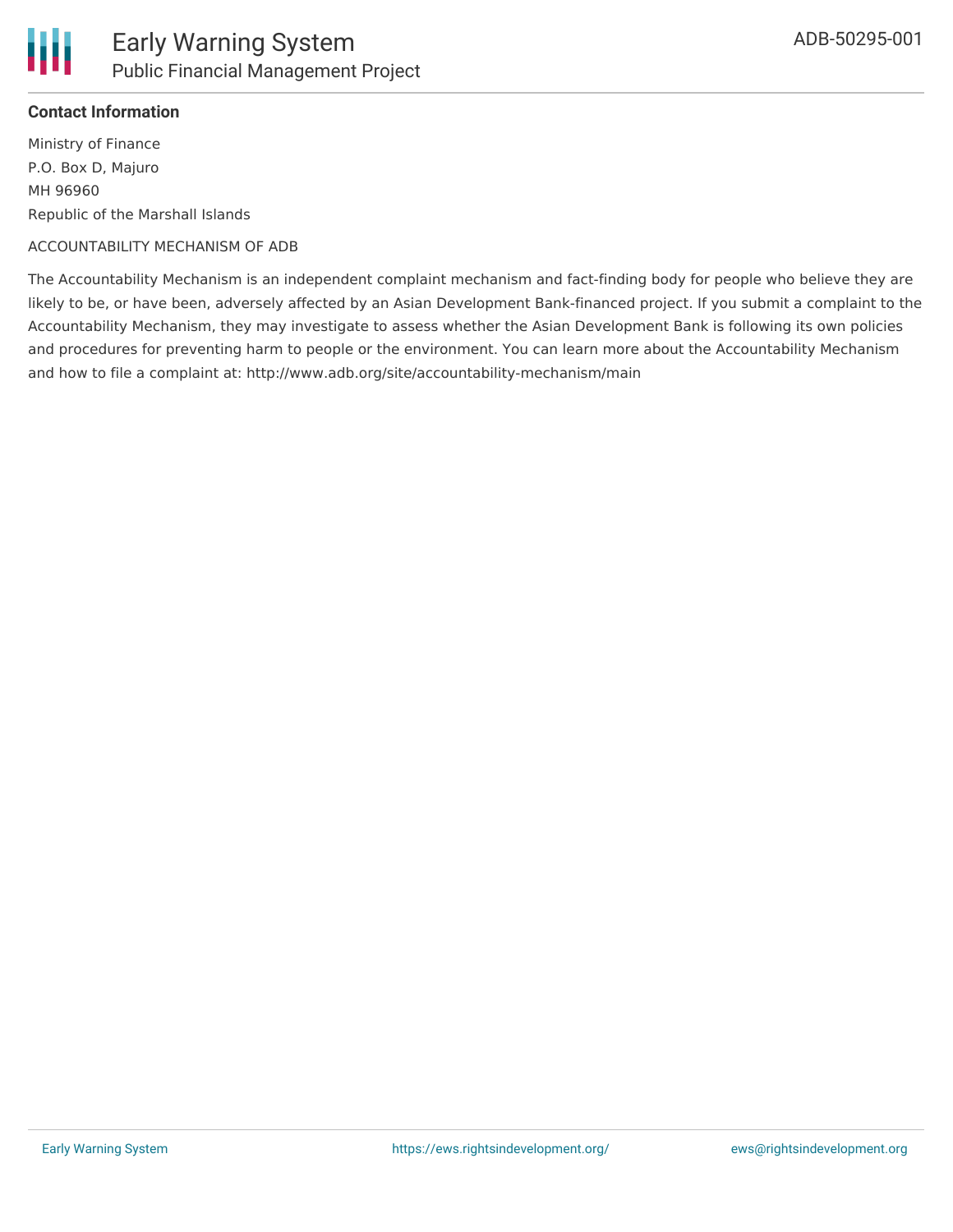**Contact Information**

Ministry of Finance
P.O. Box D, Majuro
MH 96960
Republic of the Marshall Islands

ACCOUNTABILITY MECHANISM OF ADB

The Accountability Mechanism is an independent complaint mechanism and fact-finding body for people who believe they are likely to be, or have been, adversely affected by an Asian Development Bank-financed project. If you submit a complaint to the Accountability Mechanism, they may investigate to assess whether the Asian Development Bank is following its own policies and procedures for preventing harm to people or the environment. You can learn more about the Accountability Mechanism and how to file a complaint at: http://www.adb.org/site/accountability-mechanism/main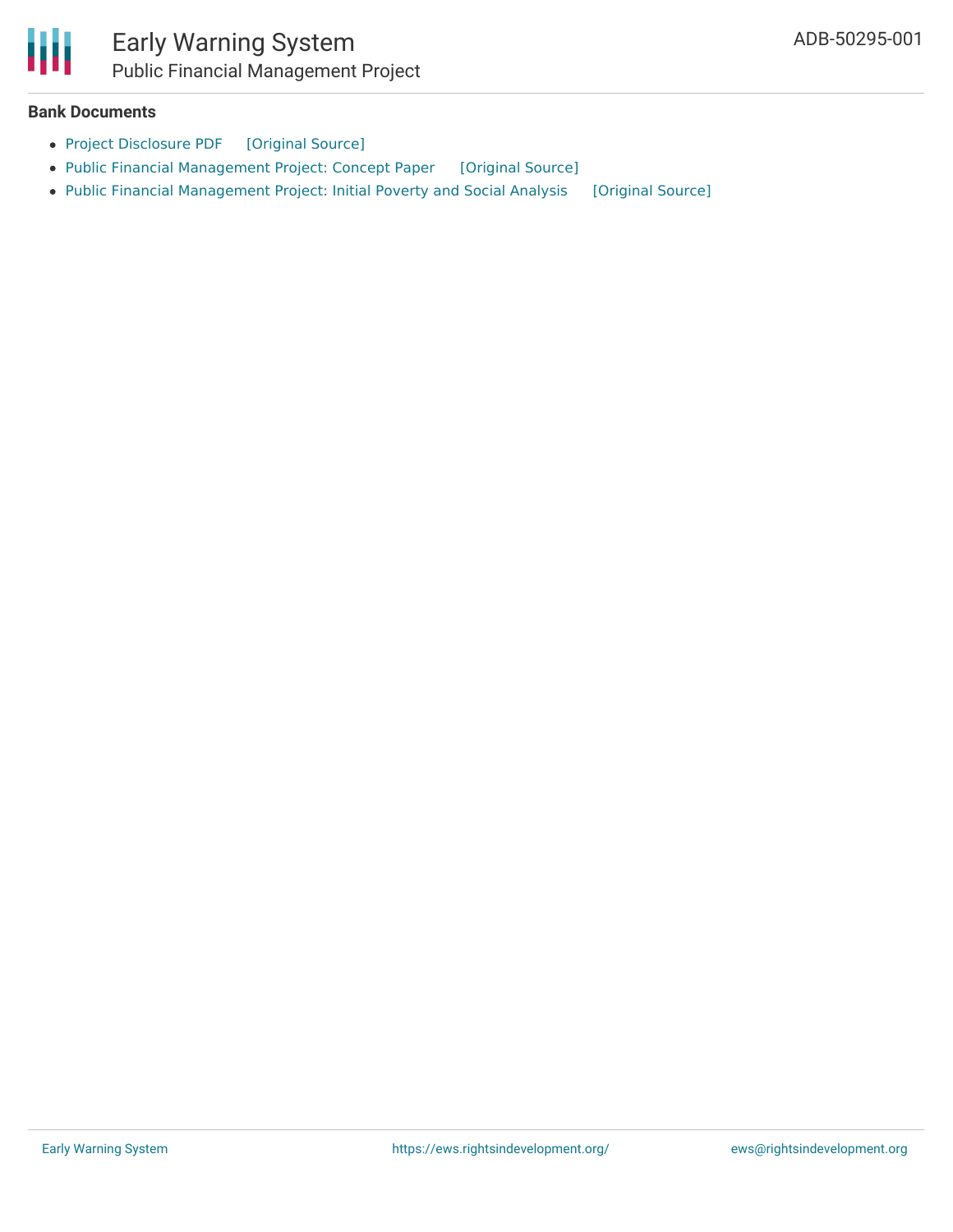### Bank Documents

- Project Disclosure PDF [Original Source]
- Public Financial Management Project: Concept Paper [Original Source]
- Public Financial Management Project: Initial Poverty and Social Analysis [Original Source]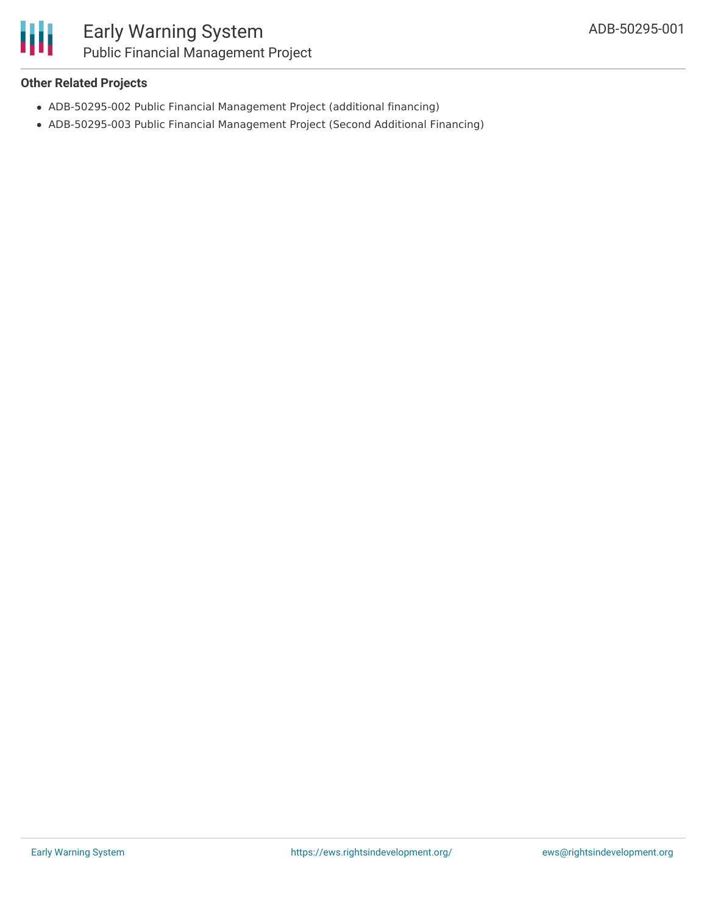**Other Related Projects**

- ADB-50295-002 Public Financial Management Project (additional financing)
- ADB-50295-003 Public Financial Management Project (Second Additional Financing)